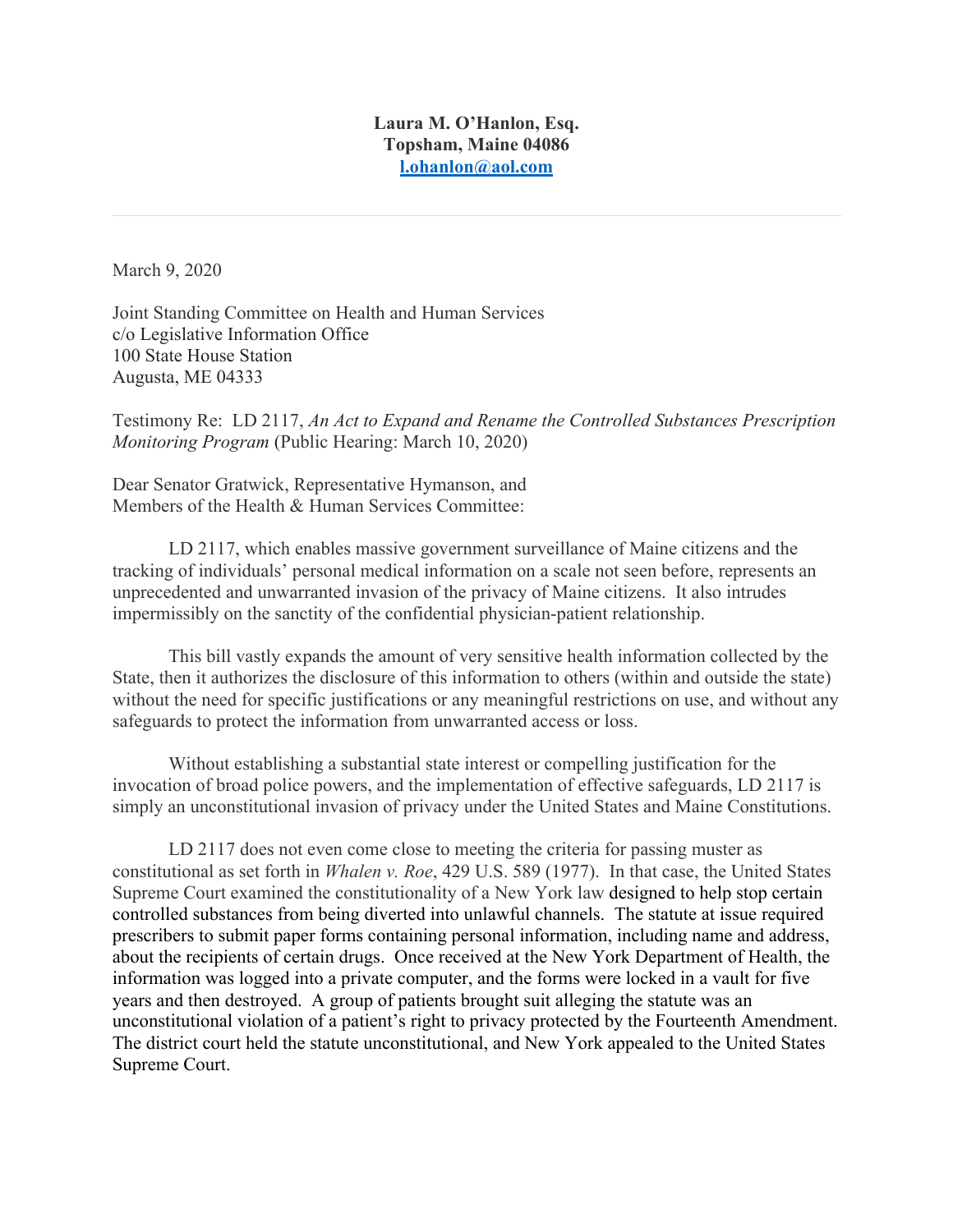**Laura M. O'Hanlon, Esq.**
**Topsham, Maine 04086**
**l.ohanlon@aol.com**

---

March 9, 2020

Joint Standing Committee on Health and Human Services
c/o Legislative Information Office
100 State House Station
Augusta, ME 04333

Testimony Re: LD 2117, *An Act to Expand and Rename the Controlled Substances Prescription Monitoring Program* (Public Hearing: March 10, 2020)

Dear Senator Gratwick, Representative Hymanson, and
Members of the Health & Human Services Committee:

LD 2117, which enables massive government surveillance of Maine citizens and the tracking of individuals' personal medical information on a scale not seen before, represents an unprecedented and unwarranted invasion of the privacy of Maine citizens. It also intrudes impermissibly on the sanctity of the confidential physician-patient relationship.

This bill vastly expands the amount of very sensitive health information collected by the State, then it authorizes the disclosure of this information to others (within and outside the state) without the need for specific justifications or any meaningful restrictions on use, and without any safeguards to protect the information from unwarranted access or loss.

Without establishing a substantial state interest or compelling justification for the invocation of broad police powers, and the implementation of effective safeguards, LD 2117 is simply an unconstitutional invasion of privacy under the United States and Maine Constitutions.

LD 2117 does not even come close to meeting the criteria for passing muster as constitutional as set forth in *Whalen v. Roe*, 429 U.S. 589 (1977). In that case, the United States Supreme Court examined the constitutionality of a New York law designed to help stop certain controlled substances from being diverted into unlawful channels. The statute at issue required prescribers to submit paper forms containing personal information, including name and address, about the recipients of certain drugs. Once received at the New York Department of Health, the information was logged into a private computer, and the forms were locked in a vault for five years and then destroyed. A group of patients brought suit alleging the statute was an unconstitutional violation of a patient's right to privacy protected by the Fourteenth Amendment. The district court held the statute unconstitutional, and New York appealed to the United States Supreme Court.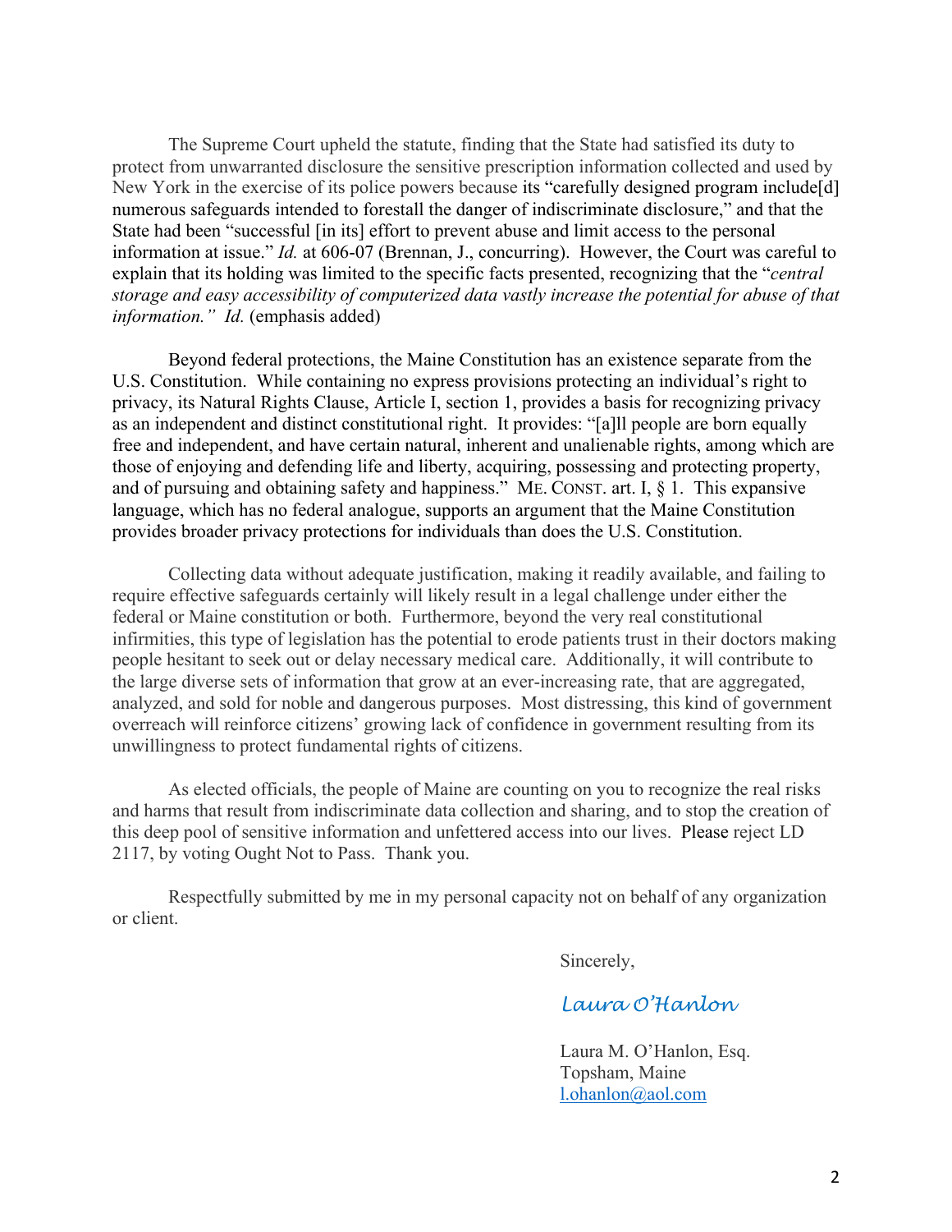The Supreme Court upheld the statute, finding that the State had satisfied its duty to protect from unwarranted disclosure the sensitive prescription information collected and used by New York in the exercise of its police powers because its "carefully designed program include[d] numerous safeguards intended to forestall the danger of indiscriminate disclosure," and that the State had been "successful [in its] effort to prevent abuse and limit access to the personal information at issue." *Id.* at 606-07 (Brennan, J., concurring). However, the Court was careful to explain that its holding was limited to the specific facts presented, recognizing that the "*central storage and easy accessibility of computerized data vastly increase the potential for abuse of that information.*" *Id.* (emphasis added)

Beyond federal protections, the Maine Constitution has an existence separate from the U.S. Constitution. While containing no express provisions protecting an individual's right to privacy, its Natural Rights Clause, Article I, section 1, provides a basis for recognizing privacy as an independent and distinct constitutional right. It provides: "[a]ll people are born equally free and independent, and have certain natural, inherent and unalienable rights, among which are those of enjoying and defending life and liberty, acquiring, possessing and protecting property, and of pursuing and obtaining safety and happiness." ME. CONST. art. I, § 1. This expansive language, which has no federal analogue, supports an argument that the Maine Constitution provides broader privacy protections for individuals than does the U.S. Constitution.

Collecting data without adequate justification, making it readily available, and failing to require effective safeguards certainly will likely result in a legal challenge under either the federal or Maine constitution or both. Furthermore, beyond the very real constitutional infirmities, this type of legislation has the potential to erode patients trust in their doctors making people hesitant to seek out or delay necessary medical care. Additionally, it will contribute to the large diverse sets of information that grow at an ever-increasing rate, that are aggregated, analyzed, and sold for noble and dangerous purposes. Most distressing, this kind of government overreach will reinforce citizens' growing lack of confidence in government resulting from its unwillingness to protect fundamental rights of citizens.

As elected officials, the people of Maine are counting on you to recognize the real risks and harms that result from indiscriminate data collection and sharing, and to stop the creation of this deep pool of sensitive information and unfettered access into our lives. Please reject LD 2117, by voting Ought Not to Pass. Thank you.

Respectfully submitted by me in my personal capacity not on behalf of any organization or client.

Sincerely,

*Laura O'Hanlon*

Laura M. O'Hanlon, Esq.
Topsham, Maine
l.ohanlon@aol.com